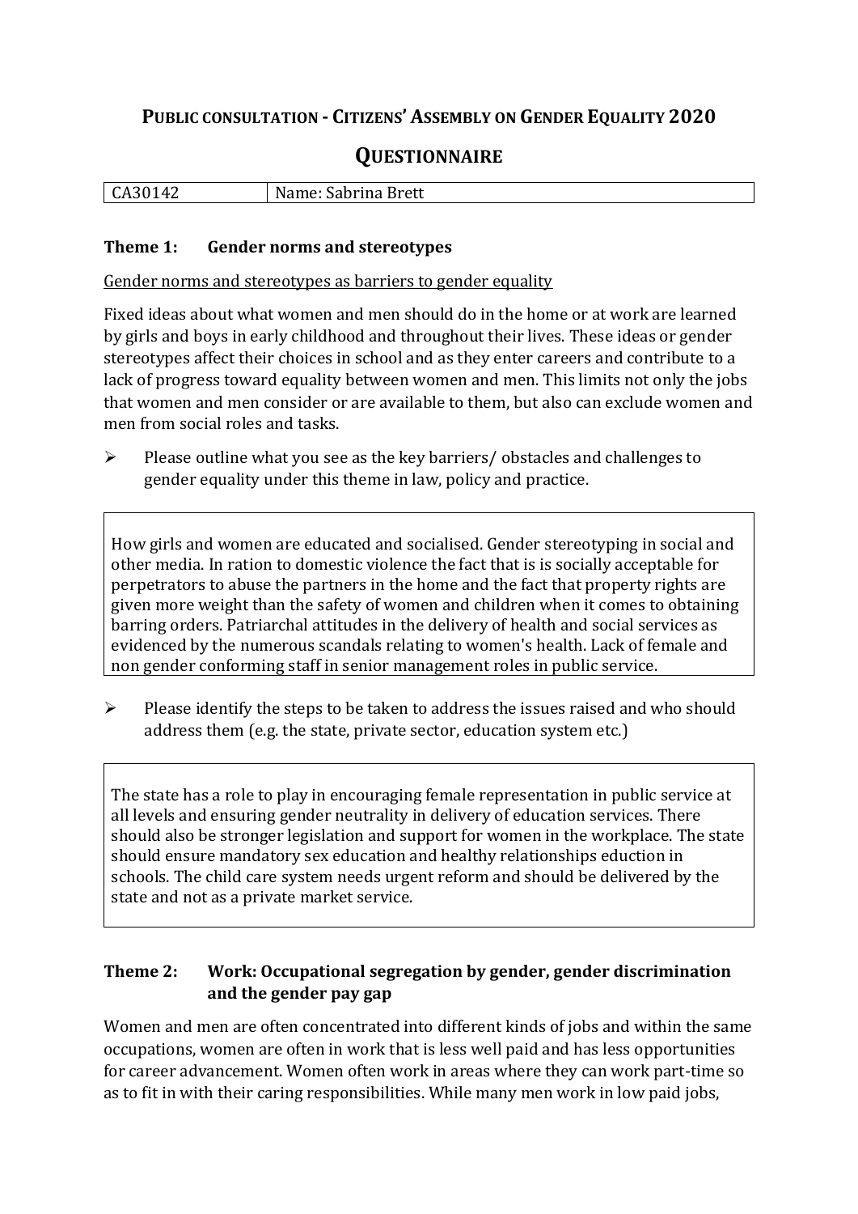# PUBLIC CONSULTATION - CITIZENS' ASSEMBLY ON GENDER EQUALITY 2020

## QUESTIONNAIRE

| CA30142 | Name: Sabrina Brett |
|---|---|

### Theme 1: Gender norms and stereotypes

Gender norms and stereotypes as barriers to gender equality

Fixed ideas about what women and men should do in the home or at work are learned by girls and boys in early childhood and throughout their lives. These ideas or gender stereotypes affect their choices in school and as they enter careers and contribute to a lack of progress toward equality between women and men. This limits not only the jobs that women and men consider or are available to them, but also can exclude women and men from social roles and tasks.

- Please outline what you see as the key barriers/ obstacles and challenges to gender equality under this theme in law, policy and practice.

> How girls and women are educated and socialised. Gender stereotyping in social and other media. In ration to domestic violence the fact that is is socially acceptable for perpetrators to abuse the partners in the home and the fact that property rights are given more weight than the safety of women and children when it comes to obtaining barring orders. Patriarchal attitudes in the delivery of health and social services as evidenced by the numerous scandals relating to women's health. Lack of female and non gender conforming staff in senior management roles in public service.

- Please identify the steps to be taken to address the issues raised and who should address them (e.g. the state, private sector, education system etc.)

> The state has a role to play in encouraging female representation in public service at all levels and ensuring gender neutrality in delivery of education services. There should also be stronger legislation and support for women in the workplace. The state should ensure mandatory sex education and healthy relationships eduction in schools. The child care system needs urgent reform and should be delivered by the state and not as a private market service.

### Theme 2: Work: Occupational segregation by gender, gender discrimination and the gender pay gap

Women and men are often concentrated into different kinds of jobs and within the same occupations, women are often in work that is less well paid and has less opportunities for career advancement. Women often work in areas where they can work part-time so as to fit in with their caring responsibilities. While many men work in low paid jobs,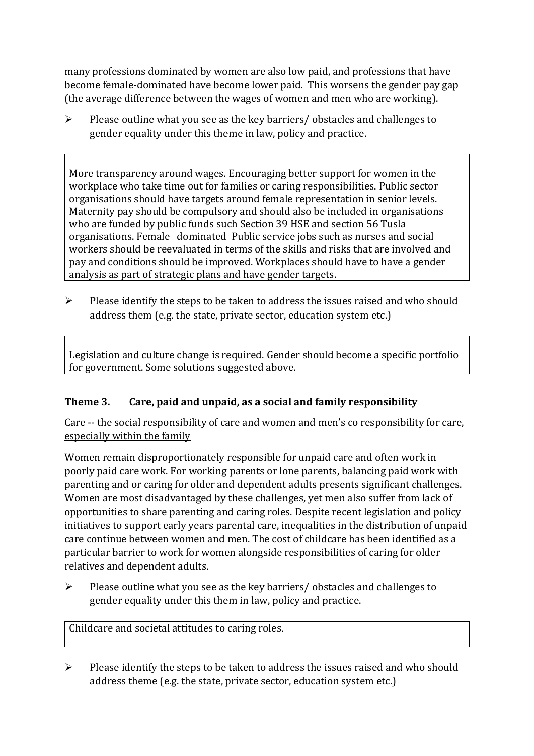many professions dominated by women are also low paid, and professions that have become female-dominated have become lower paid. This worsens the gender pay gap (the average difference between the wages of women and men who are working).

- Please outline what you see as the key barriers/ obstacles and challenges to gender equality under this theme in law, policy and practice.

> More transparency around wages. Encouraging better support for women in the workplace who take time out for families or caring responsibilities. Public sector organisations should have targets around female representation in senior levels. Maternity pay should be compulsory and should also be included in organisations who are funded by public funds such Section 39 HSE and section 56 Tusla organisations. Female dominated Public service jobs such as nurses and social workers should be reevaluated in terms of the skills and risks that are involved and pay and conditions should be improved. Workplaces should have to have a gender analysis as part of strategic plans and have gender targets.

- Please identify the steps to be taken to address the issues raised and who should address them (e.g. the state, private sector, education system etc.)

> Legislation and culture change is required. Gender should become a specific portfolio for government. Some solutions suggested above.

### Theme 3. Care, paid and unpaid, as a social and family responsibility

Care -- the social responsibility of care and women and men's co responsibility for care, especially within the family

Women remain disproportionately responsible for unpaid care and often work in poorly paid care work. For working parents or lone parents, balancing paid work with parenting and or caring for older and dependent adults presents significant challenges. Women are most disadvantaged by these challenges, yet men also suffer from lack of opportunities to share parenting and caring roles. Despite recent legislation and policy initiatives to support early years parental care, inequalities in the distribution of unpaid care continue between women and men. The cost of childcare has been identified as a particular barrier to work for women alongside responsibilities of caring for older relatives and dependent adults.

- Please outline what you see as the key barriers/ obstacles and challenges to gender equality under this them in law, policy and practice.

> Childcare and societal attitudes to caring roles.

- Please identify the steps to be taken to address the issues raised and who should address theme (e.g. the state, private sector, education system etc.)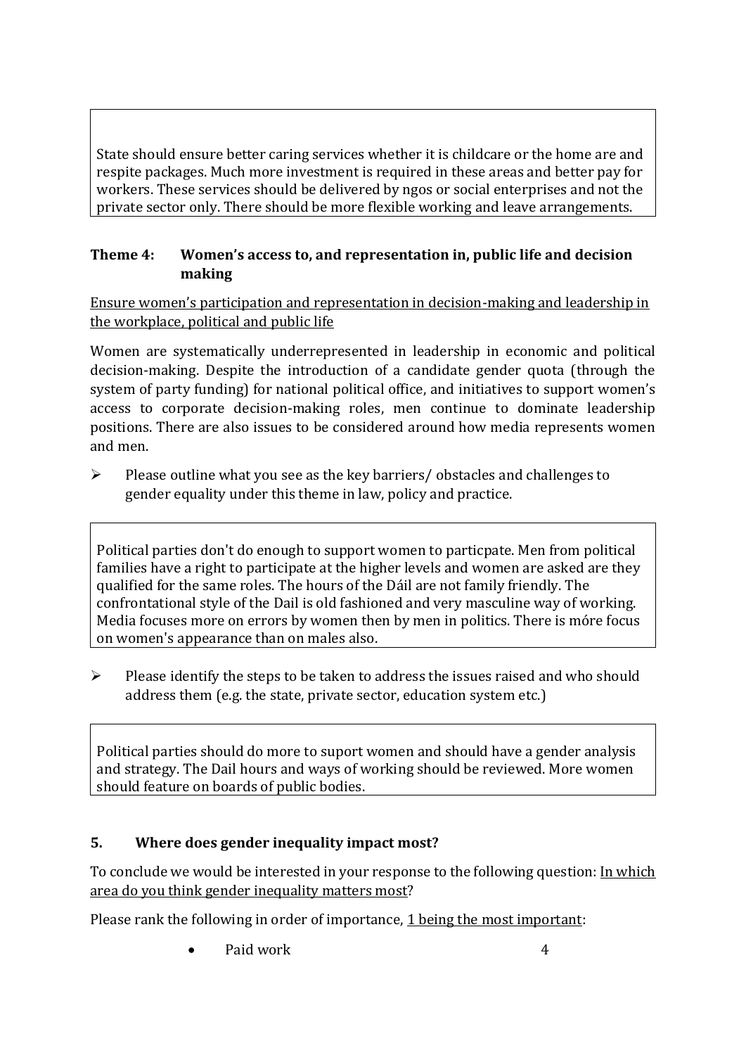State should ensure better caring services whether it is childcare or the home are and respite packages. Much more investment is required in these areas and better pay for workers. These services should be delivered by ngos or social enterprises and not the private sector only. There should be more flexible working and leave arrangements.

### Theme 4: Women's access to, and representation in, public life and decision making

Ensure women's participation and representation in decision-making and leadership in the workplace, political and public life

Women are systematically underrepresented in leadership in economic and political decision-making. Despite the introduction of a candidate gender quota (through the system of party funding) for national political office, and initiatives to support women's access to corporate decision-making roles, men continue to dominate leadership positions. There are also issues to be considered around how media represents women and men.

- Please outline what you see as the key barriers/ obstacles and challenges to gender equality under this theme in law, policy and practice.

Political parties don't do enough to support women to particpate. Men from political families have a right to participate at the higher levels and women are asked are they qualified for the same roles. The hours of the Dáil are not family friendly. The confrontational style of the Dail is old fashioned and very masculine way of working. Media focuses more on errors by women then by men in politics. There is móre focus on women's appearance than on males also.

- Please identify the steps to be taken to address the issues raised and who should address them (e.g. the state, private sector, education system etc.)

Political parties should do more to suport women and should have a gender analysis and strategy. The Dail hours and ways of working should be reviewed. More women should feature on boards of public bodies.

### 5. Where does gender inequality impact most?

To conclude we would be interested in your response to the following question: In which area do you think gender inequality matters most?

Please rank the following in order of importance, 1 being the most important:

- Paid work 4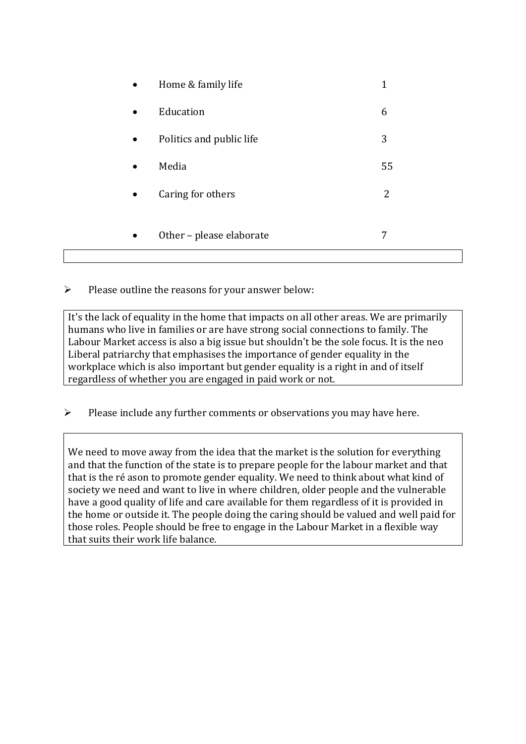- Home & family life 1
- Education 6
- Politics and public life 3
- Media 55
- Caring for others 2
- Other – please elaborate 7

➢ Please outline the reasons for your answer below:

It's the lack of equality in the home that impacts on all other areas. We are primarily humans who live in families or are have strong social connections to family. The Labour Market access is also a big issue but shouldn't be the sole focus. It is the neo Liberal patriarchy that emphasises the importance of gender equality in the workplace which is also important but gender equality is a right in and of itself regardless of whether you are engaged in paid work or not.

➢ Please include any further comments or observations you may have here.

We need to move away from the idea that the market is the solution for everything and that the function of the state is to prepare people for the labour market and that that is the ré ason to promote gender equality. We need to think about what kind of society we need and want to live in where children, older people and the vulnerable have a good quality of life and care available for them regardless of it is provided in the home or outside it. The people doing the caring should be valued and well paid for those roles. People should be free to engage in the Labour Market in a flexible way that suits their work life balance.